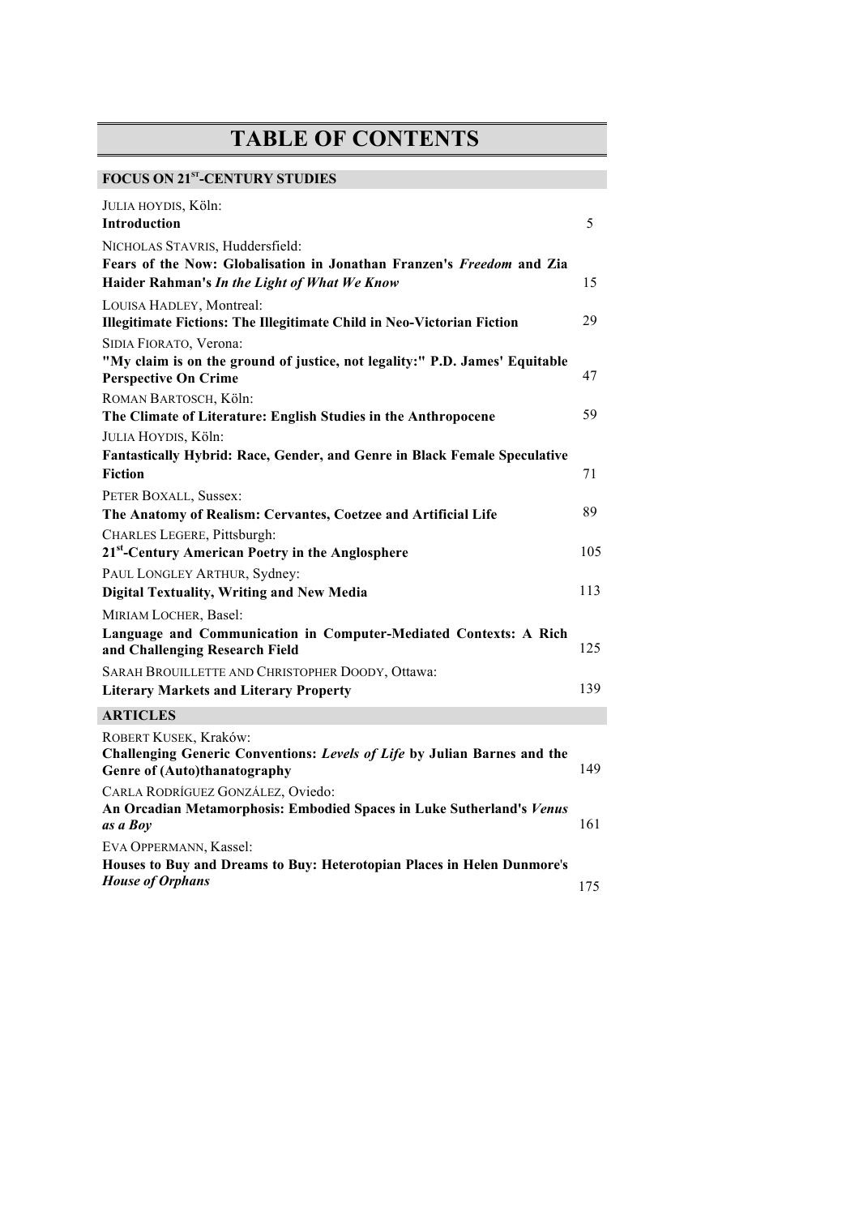# TABLE OF CONTENTS

## FOCUS ON 21ST-CENTURY STUDIES

JULIA HOYDIS, Köln:
**Introduction** 5

NICHOLAS STAVRIS, Huddersfield:
**Fears of the Now: Globalisation in Jonathan Franzen's *Freedom* and Zia Haider Rahman's *In the Light of What We Know*** 15

LOUISA HADLEY, Montreal:
**Illegitimate Fictions: The Illegitimate Child in Neo-Victorian Fiction** 29

SIDIA FIORATO, Verona:
**"My claim is on the ground of justice, not legality:" P.D. James' Equitable Perspective On Crime** 47

ROMAN BARTOSCH, Köln:
**The Climate of Literature: English Studies in the Anthropocene** 59

JULIA HOYDIS, Köln:
**Fantastically Hybrid: Race, Gender, and Genre in Black Female Speculative Fiction** 71

PETER BOXALL, Sussex:
**The Anatomy of Realism: Cervantes, Coetzee and Artificial Life** 89

CHARLES LEGERE, Pittsburgh:
**21st-Century American Poetry in the Anglosphere** 105

PAUL LONGLEY ARTHUR, Sydney:
**Digital Textuality, Writing and New Media** 113

MIRIAM LOCHER, Basel:
**Language and Communication in Computer-Mediated Contexts: A Rich and Challenging Research Field** 125

SARAH BROUILLETTE AND CHRISTOPHER DOODY, Ottawa:
**Literary Markets and Literary Property** 139

## ARTICLES

ROBERT KUSEK, Kraków:
**Challenging Generic Conventions: *Levels of Life* by Julian Barnes and the Genre of (Auto)thanatography** 149

CARLA RODRÍGUEZ GONZÁLEZ, Oviedo:
**An Orcadian Metamorphosis: Embodied Spaces in Luke Sutherland's *Venus as a Boy*** 161

EVA OPPERMANN, Kassel:
**Houses to Buy and Dreams to Buy: Heterotopian Places in Helen Dunmore's *House of Orphans*** 175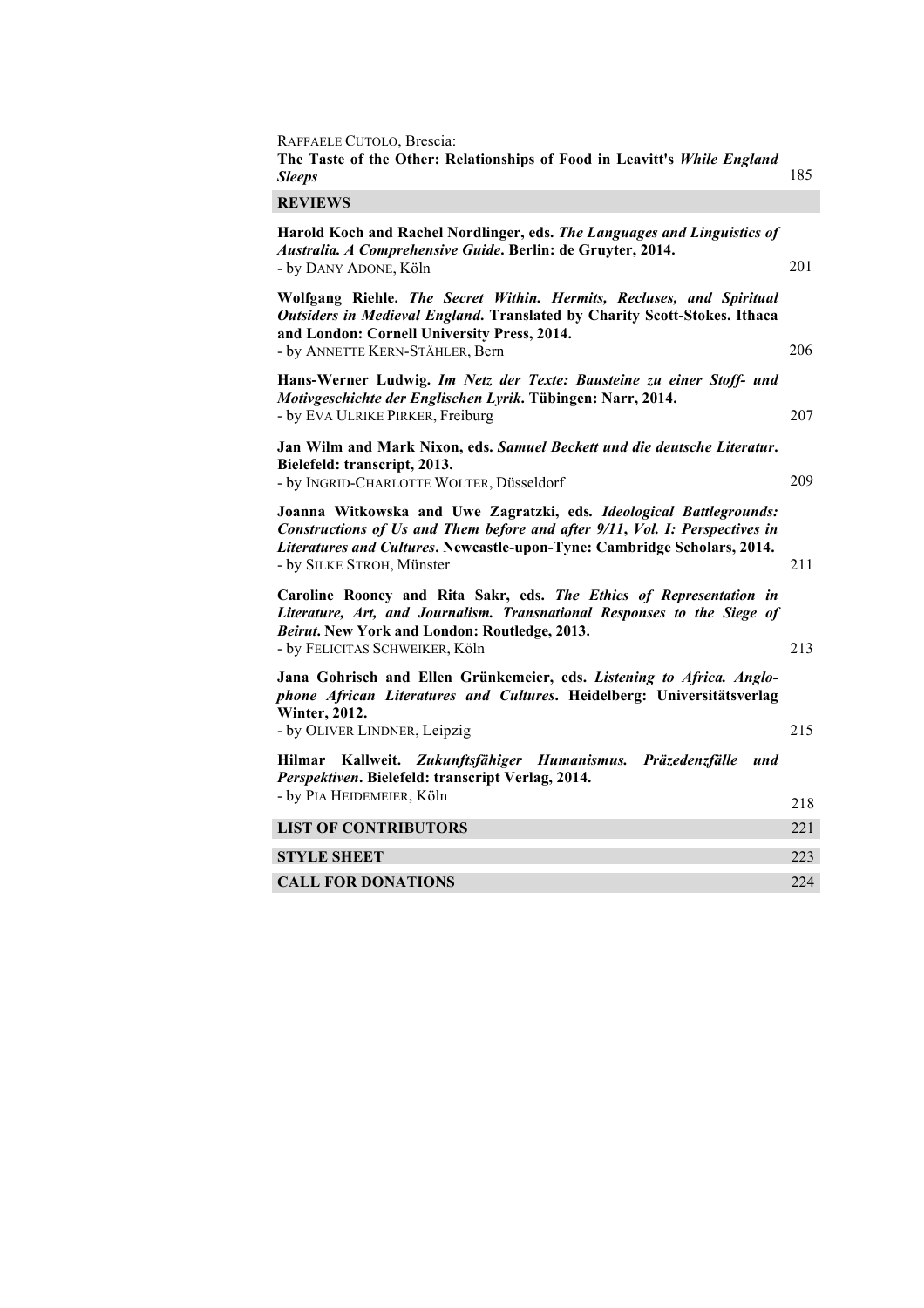RAFFAELE CUTOLO, Brescia:
**The Taste of the Other: Relationships of Food in Leavitt's *While England Sleeps*** 185

## REVIEWS

**Harold Koch and Rachel Nordlinger, eds. *The Languages and Linguistics of Australia. A Comprehensive Guide*. Berlin: de Gruyter, 2014.**
- by DANY ADONE, Köln 201

**Wolfgang Riehle. *The Secret Within. Hermits, Recluses, and Spiritual Outsiders in Medieval England*. Translated by Charity Scott-Stokes. Ithaca and London: Cornell University Press, 2014.**
- by ANNETTE KERN-STÄHLER, Bern 206

**Hans-Werner Ludwig. *Im Netz der Texte: Bausteine zu einer Stoff- und Motivgeschichte der Englischen Lyrik*. Tübingen: Narr, 2014.**
- by EVA ULRIKE PIRKER, Freiburg 207

**Jan Wilm and Mark Nixon, eds. *Samuel Beckett und die deutsche Literatur*. Bielefeld: transcript, 2013.**
- by INGRID-CHARLOTTE WOLTER, Düsseldorf 209

**Joanna Witkowska and Uwe Zagratzki, eds. *Ideological Battlegrounds: Constructions of Us and Them before and after 9/11, Vol. I: Perspectives in Literatures and Cultures*. Newcastle-upon-Tyne: Cambridge Scholars, 2014.**
- by SILKE STROH, Münster 211

**Caroline Rooney and Rita Sakr, eds. *The Ethics of Representation in Literature, Art, and Journalism. Transnational Responses to the Siege of Beirut*. New York and London: Routledge, 2013.**
- by FELICITAS SCHWEIKER, Köln 213

**Jana Gohrisch and Ellen Grünkemeier, eds. *Listening to Africa. Anglophone African Literatures and Cultures*. Heidelberg: Universitätsverlag Winter, 2012.**
- by OLIVER LINDNER, Leipzig 215

**Hilmar Kallweit. *Zukunftsfähiger Humanismus. Präzedenzfälle und Perspektiven*. Bielefeld: transcript Verlag, 2014.**
- by PIA HEIDEMEIER, Köln 218

## LIST OF CONTRIBUTORS 221

## STYLE SHEET 223

## CALL FOR DONATIONS 224